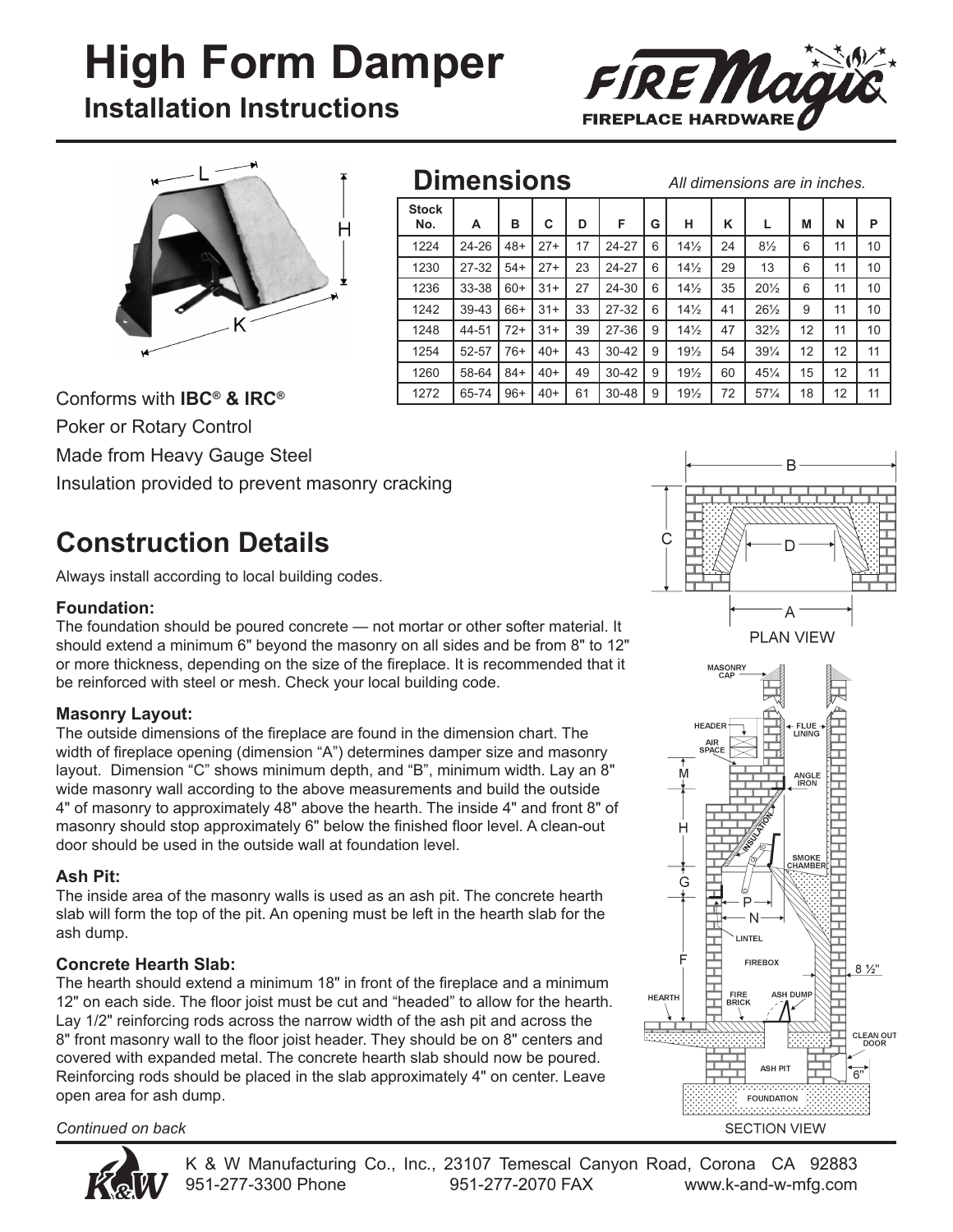# High Form Damper

## Installation Instructions

## Dimensions

*All dimensions are in inches.*

| Stock No. | A | B | C | D | F | G | H | K | L | M | N | P |
|---|---|---|---|---|---|---|---|---|---|---|---|---|
| 1224 | 24-26 | 48+ | 27+ | 17 | 24-27 | 6 | 14½ | 24 | 8½ | 6 | 11 | 10 |
| 1230 | 27-32 | 54+ | 27+ | 23 | 24-27 | 6 | 14½ | 29 | 13 | 6 | 11 | 10 |
| 1236 | 33-38 | 60+ | 31+ | 27 | 24-30 | 6 | 14½ | 35 | 20½ | 6 | 11 | 10 |
| 1242 | 39-43 | 66+ | 31+ | 33 | 27-32 | 6 | 14½ | 41 | 26½ | 9 | 11 | 10 |
| 1248 | 44-51 | 72+ | 31+ | 39 | 27-36 | 9 | 14½ | 47 | 32½ | 12 | 11 | 10 |
| 1254 | 52-57 | 76+ | 40+ | 43 | 30-42 | 9 | 19½ | 54 | 39¼ | 12 | 12 | 11 |
| 1260 | 58-64 | 84+ | 40+ | 49 | 30-42 | 9 | 19½ | 60 | 45¼ | 15 | 12 | 11 |
| 1272 | 65-74 | 96+ | 40+ | 61 | 30-48 | 9 | 19½ | 72 | 57¼ | 18 | 12 | 11 |

Conforms with **IBC® & IRC®**

Poker or Rotary Control

Made from Heavy Gauge Steel

Insulation provided to prevent masonry cracking

## Construction Details

Always install according to local building codes.

### Foundation:

The foundation should be poured concrete — not mortar or other softer material. It should extend a minimum 6" beyond the masonry on all sides and be from 8" to 12" or more thickness, depending on the size of the fireplace. It is recommended that it be reinforced with steel or mesh. Check your local building code.

### Masonry Layout:

The outside dimensions of the fireplace are found in the dimension chart. The width of fireplace opening (dimension "A") determines damper size and masonry layout. Dimension "C" shows minimum depth, and "B", minimum width. Lay an 8" wide masonry wall according to the above measurements and build the outside 4" of masonry to approximately 48" above the hearth. The inside 4" and front 8" of masonry should stop approximately 6" below the finished floor level. A clean-out door should be used in the outside wall at foundation level.

### Ash Pit:

The inside area of the masonry walls is used as an ash pit. The concrete hearth slab will form the top of the pit. An opening must be left in the hearth slab for the ash dump.

### Concrete Hearth Slab:

The hearth should extend a minimum 18" in front of the fireplace and a minimum 12" on each side. The floor joist must be cut and "headed" to allow for the hearth. Lay 1/2" reinforcing rods across the narrow width of the ash pit and across the 8" front masonry wall to the floor joist header. They should be on 8" centers and covered with expanded metal. The concrete hearth slab should now be poured. Reinforcing rods should be placed in the slab approximately 4" on center. Leave open area for ash dump.

*Continued on back*

PLAN VIEW

SECTION VIEW

K & W Manufacturing Co., Inc., 23107 Temescal Canyon Road, Corona CA 92883
951-277-3300 Phone 951-277-2070 FAX www.k-and-w-mfg.com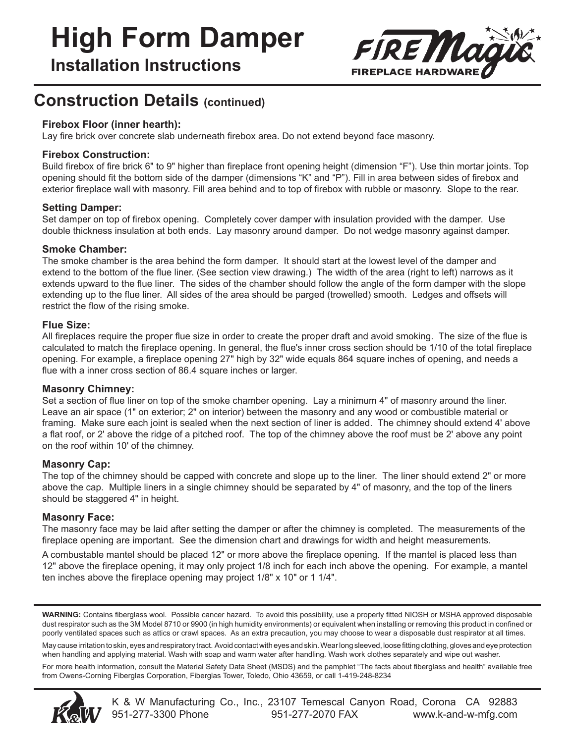# High Form Damper

## Installation Instructions

FIRE Magic FIREPLACE HARDWARE

## Construction Details (continued)

### Firebox Floor (inner hearth):

Lay fire brick over concrete slab underneath firebox area. Do not extend beyond face masonry.

### Firebox Construction:

Build firebox of fire brick 6" to 9" higher than fireplace front opening height (dimension "F"). Use thin mortar joints. Top opening should fit the bottom side of the damper (dimensions "K" and "P"). Fill in area between sides of firebox and exterior fireplace wall with masonry. Fill area behind and to top of firebox with rubble or masonry. Slope to the rear.

### Setting Damper:

Set damper on top of firebox opening. Completely cover damper with insulation provided with the damper. Use double thickness insulation at both ends. Lay masonry around damper. Do not wedge masonry against damper.

### Smoke Chamber:

The smoke chamber is the area behind the form damper. It should start at the lowest level of the damper and extend to the bottom of the flue liner. (See section view drawing.) The width of the area (right to left) narrows as it extends upward to the flue liner. The sides of the chamber should follow the angle of the form damper with the slope extending up to the flue liner. All sides of the area should be parged (trowelled) smooth. Ledges and offsets will restrict the flow of the rising smoke.

### Flue Size:

All fireplaces require the proper flue size in order to create the proper draft and avoid smoking. The size of the flue is calculated to match the fireplace opening. In general, the flue's inner cross section should be 1/10 of the total fireplace opening. For example, a fireplace opening 27" high by 32" wide equals 864 square inches of opening, and needs a flue with a inner cross section of 86.4 square inches or larger.

### Masonry Chimney:

Set a section of flue liner on top of the smoke chamber opening. Lay a minimum 4" of masonry around the liner. Leave an air space (1" on exterior; 2" on interior) between the masonry and any wood or combustible material or framing. Make sure each joint is sealed when the next section of liner is added. The chimney should extend 4' above a flat roof, or 2' above the ridge of a pitched roof. The top of the chimney above the roof must be 2' above any point on the roof within 10' of the chimney.

### Masonry Cap:

The top of the chimney should be capped with concrete and slope up to the liner. The liner should extend 2" or more above the cap. Multiple liners in a single chimney should be separated by 4" of masonry, and the top of the liners should be staggered 4" in height.

### Masonry Face:

The masonry face may be laid after setting the damper or after the chimney is completed. The measurements of the fireplace opening are important. See the dimension chart and drawings for width and height measurements.

A combustable mantel should be placed 12" or more above the fireplace opening. If the mantel is placed less than 12" above the fireplace opening, it may only project 1/8 inch for each inch above the opening. For example, a mantel ten inches above the fireplace opening may project 1/8" x 10" or 1 1/4".

---

**WARNING:** Contains fiberglass wool. Possible cancer hazard. To avoid this possibility, use a properly fitted NIOSH or MSHA approved disposable dust respirator such as the 3M Model 8710 or 9900 (in high humidity environments) or equivalent when installing or removing this product in confined or poorly ventilated spaces such as attics or crawl spaces. As an extra precaution, you may choose to wear a disposable dust respirator at all times.

May cause irritation to skin, eyes and respiratory tract. Avoid contact with eyes and skin. Wear long sleeved, loose fitting clothing, gloves and eye protection when handling and applying material. Wash with soap and warm water after handling. Wash work clothes separately and wipe out washer.

For more health information, consult the Material Safety Data Sheet (MSDS) and the pamphlet "The facts about fiberglass and health" available free from Owens-Corning Fiberglas Corporation, Fiberglas Tower, Toledo, Ohio 43659, or call 1-419-248-8234

---

K & W Manufacturing Co., Inc., 23107 Temescal Canyon Road, Corona CA 92883
951-277-3300 Phone 951-277-2070 FAX www.k-and-w-mfg.com